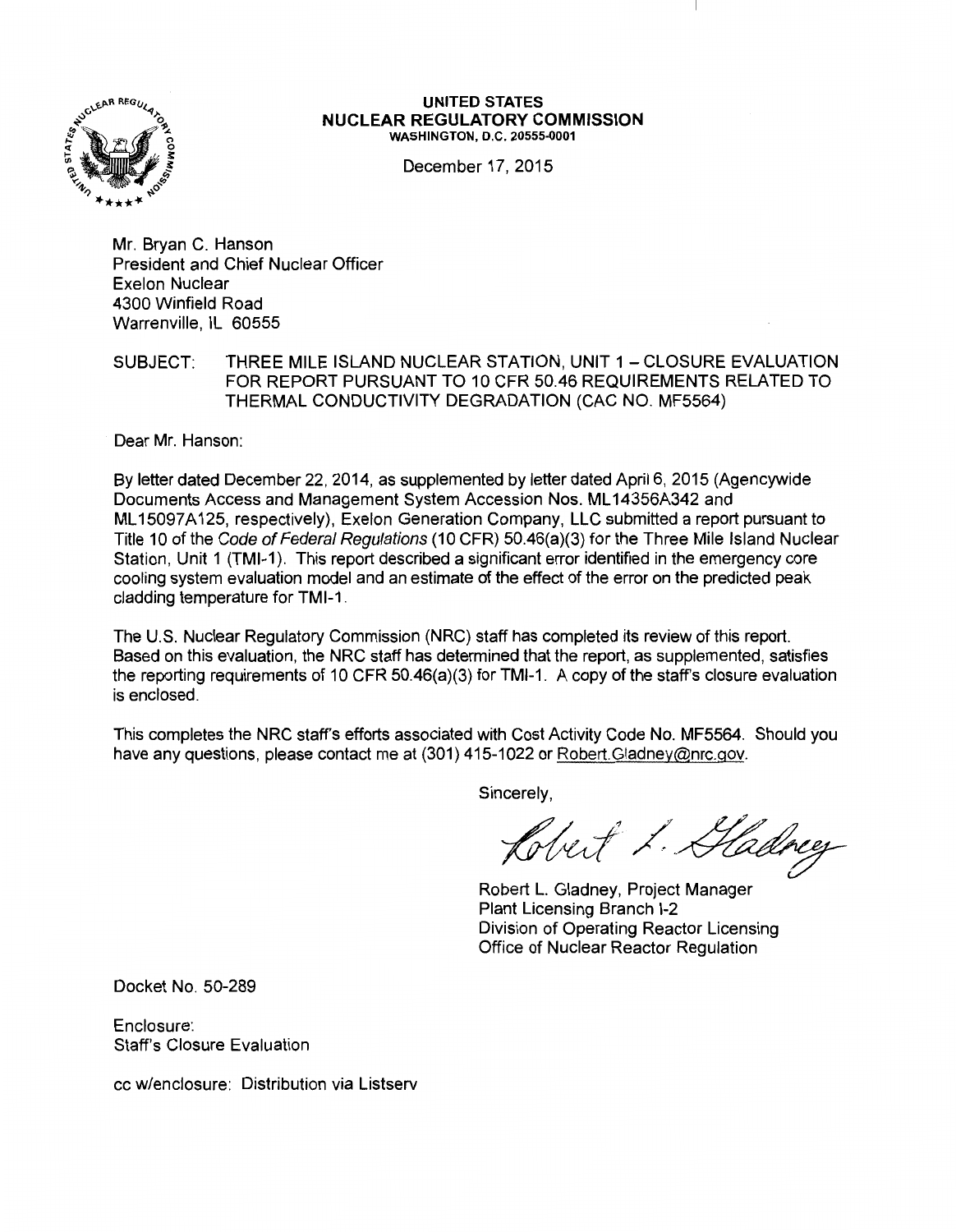**UNITED STATES**
**NUCLEAR REGULATORY COMMISSION**
WASHINGTON, D.C. 20555-0001

December 17, 2015

Mr. Bryan C. Hanson
President and Chief Nuclear Officer
Exelon Nuclear
4300 Winfield Road
Warrenville, IL 60555

SUBJECT: THREE MILE ISLAND NUCLEAR STATION, UNIT 1 – CLOSURE EVALUATION FOR REPORT PURSUANT TO 10 CFR 50.46 REQUIREMENTS RELATED TO THERMAL CONDUCTIVITY DEGRADATION (CAC NO. MF5564)

Dear Mr. Hanson:

By letter dated December 22, 2014, as supplemented by letter dated April 6, 2015 (Agencywide Documents Access and Management System Accession Nos. ML14356A342 and ML15097A125, respectively), Exelon Generation Company, LLC submitted a report pursuant to Title 10 of the *Code of Federal Regulations* (10 CFR) 50.46(a)(3) for the Three Mile Island Nuclear Station, Unit 1 (TMI-1). This report described a significant error identified in the emergency core cooling system evaluation model and an estimate of the effect of the error on the predicted peak cladding temperature for TMI-1.

The U.S. Nuclear Regulatory Commission (NRC) staff has completed its review of this report. Based on this evaluation, the NRC staff has determined that the report, as supplemented, satisfies the reporting requirements of 10 CFR 50.46(a)(3) for TMI-1. A copy of the staff's closure evaluation is enclosed.

This completes the NRC staff's efforts associated with Cost Activity Code No. MF5564. Should you have any questions, please contact me at (301) 415-1022 or Robert.Gladney@nrc.gov.

Sincerely,

Robert L. Gladney

Robert L. Gladney, Project Manager
Plant Licensing Branch I-2
Division of Operating Reactor Licensing
Office of Nuclear Reactor Regulation

Docket No. 50-289

Enclosure:
Staff's Closure Evaluation

cc w/enclosure: Distribution via Listserv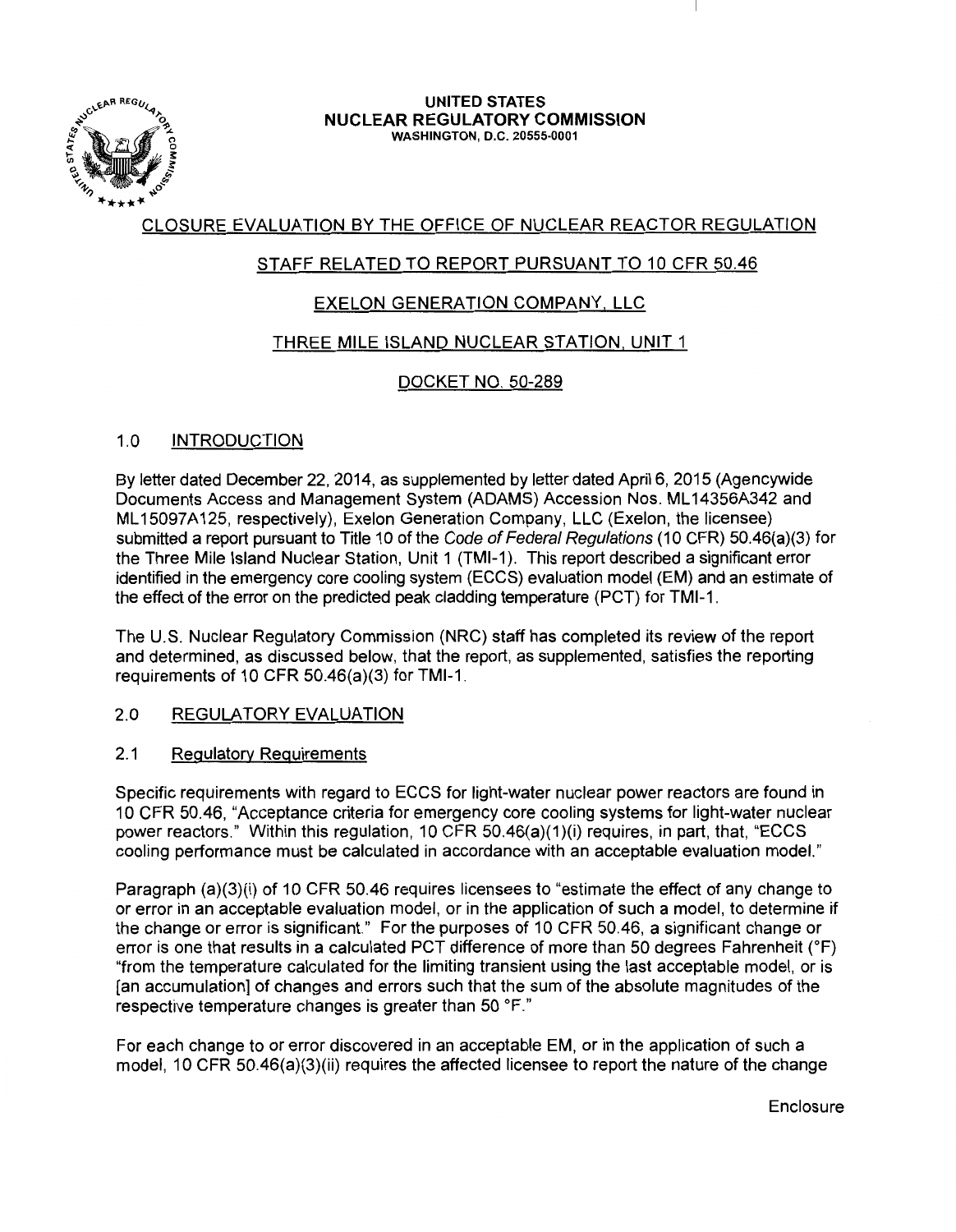**UNITED STATES**
**NUCLEAR REGULATORY COMMISSION**
WASHINGTON, D.C. 20555-0001

## CLOSURE EVALUATION BY THE OFFICE OF NUCLEAR REACTOR REGULATION

## STAFF RELATED TO REPORT PURSUANT TO 10 CFR 50.46

## EXELON GENERATION COMPANY, LLC

## THREE MILE ISLAND NUCLEAR STATION, UNIT 1

## DOCKET NO. 50-289

### 1.0 INTRODUCTION

By letter dated December 22, 2014, as supplemented by letter dated April 6, 2015 (Agencywide Documents Access and Management System (ADAMS) Accession Nos. ML14356A342 and ML15097A125, respectively), Exelon Generation Company, LLC (Exelon, the licensee) submitted a report pursuant to Title 10 of the *Code of Federal Regulations* (10 CFR) 50.46(a)(3) for the Three Mile Island Nuclear Station, Unit 1 (TMI-1). This report described a significant error identified in the emergency core cooling system (ECCS) evaluation model (EM) and an estimate of the effect of the error on the predicted peak cladding temperature (PCT) for TMI-1.

The U.S. Nuclear Regulatory Commission (NRC) staff has completed its review of the report and determined, as discussed below, that the report, as supplemented, satisfies the reporting requirements of 10 CFR 50.46(a)(3) for TMI-1.

### 2.0 REGULATORY EVALUATION

#### 2.1 Regulatory Requirements

Specific requirements with regard to ECCS for light-water nuclear power reactors are found in 10 CFR 50.46, "Acceptance criteria for emergency core cooling systems for light-water nuclear power reactors." Within this regulation, 10 CFR 50.46(a)(1)(i) requires, in part, that, "ECCS cooling performance must be calculated in accordance with an acceptable evaluation model."

Paragraph (a)(3)(i) of 10 CFR 50.46 requires licensees to "estimate the effect of any change to or error in an acceptable evaluation model, or in the application of such a model, to determine if the change or error is significant." For the purposes of 10 CFR 50.46, a significant change or error is one that results in a calculated PCT difference of more than 50 degrees Fahrenheit (°F) "from the temperature calculated for the limiting transient using the last acceptable model, or is [an accumulation] of changes and errors such that the sum of the absolute magnitudes of the respective temperature changes is greater than 50 °F."

For each change to or error discovered in an acceptable EM, or in the application of such a model, 10 CFR 50.46(a)(3)(ii) requires the affected licensee to report the nature of the change

Enclosure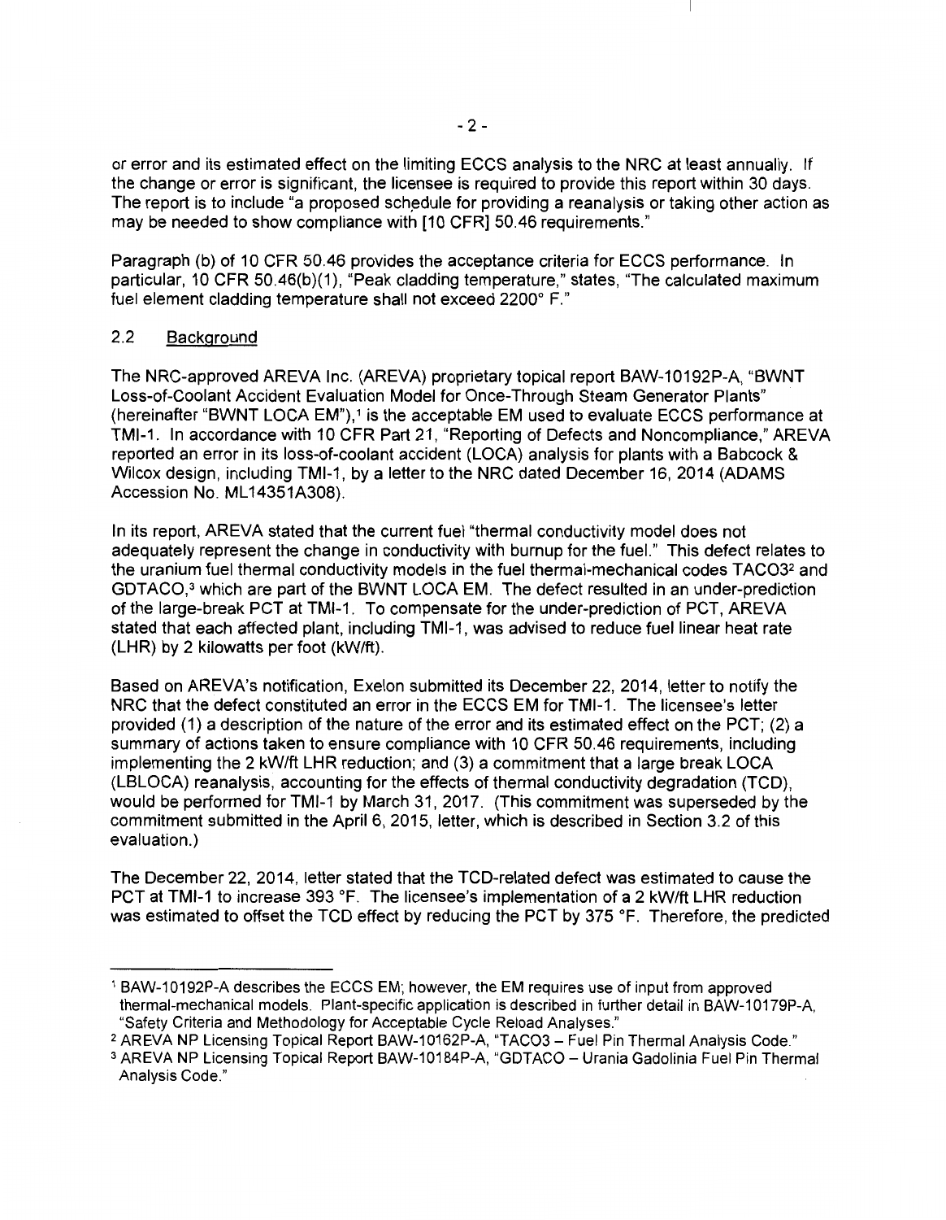or error and its estimated effect on the limiting ECCS analysis to the NRC at least annually. If the change or error is significant, the licensee is required to provide this report within 30 days. The report is to include "a proposed schedule for providing a reanalysis or taking other action as may be needed to show compliance with [10 CFR] 50.46 requirements."

Paragraph (b) of 10 CFR 50.46 provides the acceptance criteria for ECCS performance. In particular, 10 CFR 50.46(b)(1), "Peak cladding temperature," states, "The calculated maximum fuel element cladding temperature shall not exceed 2200° F."

## 2.2 Background

The NRC-approved AREVA Inc. (AREVA) proprietary topical report BAW-10192P-A, "BWNT Loss-of-Coolant Accident Evaluation Model for Once-Through Steam Generator Plants" (hereinafter "BWNT LOCA EM"),[1] is the acceptable EM used to evaluate ECCS performance at TMI-1. In accordance with 10 CFR Part 21, "Reporting of Defects and Noncompliance," AREVA reported an error in its loss-of-coolant accident (LOCA) analysis for plants with a Babcock & Wilcox design, including TMI-1, by a letter to the NRC dated December 16, 2014 (ADAMS Accession No. ML14351A308).

In its report, AREVA stated that the current fuel "thermal conductivity model does not adequately represent the change in conductivity with burnup for the fuel." This defect relates to the uranium fuel thermal conductivity models in the fuel thermal-mechanical codes TACO3[2] and GDTACO,[3] which are part of the BWNT LOCA EM. The defect resulted in an under-prediction of the large-break PCT at TMI-1. To compensate for the under-prediction of PCT, AREVA stated that each affected plant, including TMI-1, was advised to reduce fuel linear heat rate (LHR) by 2 kilowatts per foot (kW/ft).

Based on AREVA's notification, Exelon submitted its December 22, 2014, letter to notify the NRC that the defect constituted an error in the ECCS EM for TMI-1. The licensee's letter provided (1) a description of the nature of the error and its estimated effect on the PCT; (2) a summary of actions taken to ensure compliance with 10 CFR 50.46 requirements, including implementing the 2 kW/ft LHR reduction; and (3) a commitment that a large break LOCA (LBLOCA) reanalysis, accounting for the effects of thermal conductivity degradation (TCD), would be performed for TMI-1 by March 31, 2017. (This commitment was superseded by the commitment submitted in the April 6, 2015, letter, which is described in Section 3.2 of this evaluation.)

The December 22, 2014, letter stated that the TCD-related defect was estimated to cause the PCT at TMI-1 to increase 393 °F. The licensee's implementation of a 2 kW/ft LHR reduction was estimated to offset the TCD effect by reducing the PCT by 375 °F. Therefore, the predicted

---

[1] BAW-10192P-A describes the ECCS EM; however, the EM requires use of input from approved thermal-mechanical models. Plant-specific application is described in further detail in BAW-10179P-A, "Safety Criteria and Methodology for Acceptable Cycle Reload Analyses."

[2] AREVA NP Licensing Topical Report BAW-10162P-A, "TACO3 – Fuel Pin Thermal Analysis Code."

[3] AREVA NP Licensing Topical Report BAW-10184P-A, "GDTACO – Urania Gadolinia Fuel Pin Thermal Analysis Code."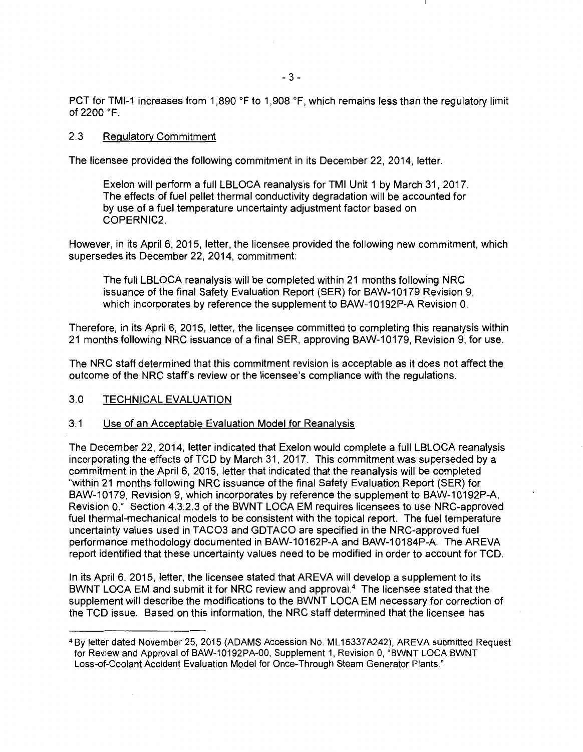PCT for TMI-1 increases from 1,890 °F to 1,908 °F, which remains less than the regulatory limit of 2200 °F.

## 2.3 Regulatory Commitment

The licensee provided the following commitment in its December 22, 2014, letter.

> Exelon will perform a full LBLOCA reanalysis for TMI Unit 1 by March 31, 2017. The effects of fuel pellet thermal conductivity degradation will be accounted for by use of a fuel temperature uncertainty adjustment factor based on COPERNIC2.

However, in its April 6, 2015, letter, the licensee provided the following new commitment, which supersedes its December 22, 2014, commitment:

> The full LBLOCA reanalysis will be completed within 21 months following NRC issuance of the final Safety Evaluation Report (SER) for BAW-10179 Revision 9, which incorporates by reference the supplement to BAW-10192P-A Revision 0.

Therefore, in its April 6, 2015, letter, the licensee committed to completing this reanalysis within 21 months following NRC issuance of a final SER, approving BAW-10179, Revision 9, for use.

The NRC staff determined that this commitment revision is acceptable as it does not affect the outcome of the NRC staff's review or the licensee's compliance with the regulations.

## 3.0 TECHNICAL EVALUATION

### 3.1 Use of an Acceptable Evaluation Model for Reanalysis

The December 22, 2014, letter indicated that Exelon would complete a full LBLOCA reanalysis incorporating the effects of TCD by March 31, 2017. This commitment was superseded by a commitment in the April 6, 2015, letter that indicated that the reanalysis will be completed "within 21 months following NRC issuance of the final Safety Evaluation Report (SER) for BAW-10179, Revision 9, which incorporates by reference the supplement to BAW-10192P-A, Revision 0." Section 4.3.2.3 of the BWNT LOCA EM requires licensees to use NRC-approved fuel thermal-mechanical models to be consistent with the topical report. The fuel temperature uncertainty values used in TACO3 and GDTACO are specified in the NRC-approved fuel performance methodology documented in BAW-10162P-A and BAW-10184P-A. The AREVA report identified that these uncertainty values need to be modified in order to account for TCD.

In its April 6, 2015, letter, the licensee stated that AREVA will develop a supplement to its BWNT LOCA EM and submit it for NRC review and approval.[4] The licensee stated that the supplement will describe the modifications to the BWNT LOCA EM necessary for correction of the TCD issue. Based on this information, the NRC staff determined that the licensee has

---

[4] By letter dated November 25, 2015 (ADAMS Accession No. ML15337A242), AREVA submitted Request for Review and Approval of BAW-10192PA-00, Supplement 1, Revision 0, "BWNT LOCA BWNT Loss-of-Coolant Accident Evaluation Model for Once-Through Steam Generator Plants."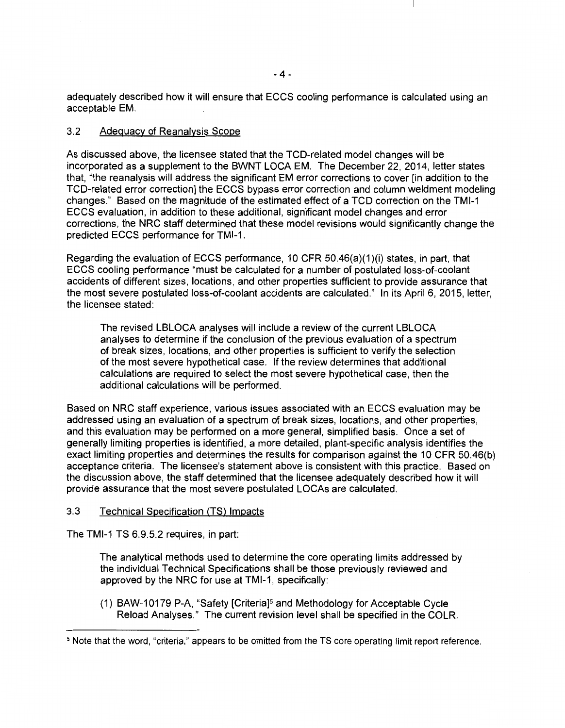adequately described how it will ensure that ECCS cooling performance is calculated using an acceptable EM.

### 3.2 Adequacy of Reanalysis Scope

As discussed above, the licensee stated that the TCD-related model changes will be incorporated as a supplement to the BWNT LOCA EM. The December 22, 2014, letter states that, "the reanalysis will address the significant EM error corrections to cover [in addition to the TCD-related error correction] the ECCS bypass error correction and column weldment modeling changes." Based on the magnitude of the estimated effect of a TCD correction on the TMI-1 ECCS evaluation, in addition to these additional, significant model changes and error corrections, the NRC staff determined that these model revisions would significantly change the predicted ECCS performance for TMI-1.

Regarding the evaluation of ECCS performance, 10 CFR 50.46(a)(1)(i) states, in part, that ECCS cooling performance "must be calculated for a number of postulated loss-of-coolant accidents of different sizes, locations, and other properties sufficient to provide assurance that the most severe postulated loss-of-coolant accidents are calculated." In its April 6, 2015, letter, the licensee stated:

> The revised LBLOCA analyses will include a review of the current LBLOCA analyses to determine if the conclusion of the previous evaluation of a spectrum of break sizes, locations, and other properties is sufficient to verify the selection of the most severe hypothetical case. If the review determines that additional calculations are required to select the most severe hypothetical case, then the additional calculations will be performed.

Based on NRC staff experience, various issues associated with an ECCS evaluation may be addressed using an evaluation of a spectrum of break sizes, locations, and other properties, and this evaluation may be performed on a more general, simplified basis. Once a set of generally limiting properties is identified, a more detailed, plant-specific analysis identifies the exact limiting properties and determines the results for comparison against the 10 CFR 50.46(b) acceptance criteria. The licensee's statement above is consistent with this practice. Based on the discussion above, the staff determined that the licensee adequately described how it will provide assurance that the most severe postulated LOCAs are calculated.

### 3.3 Technical Specification (TS) Impacts

The TMI-1 TS 6.9.5.2 requires, in part:

> The analytical methods used to determine the core operating limits addressed by the individual Technical Specifications shall be those previously reviewed and approved by the NRC for use at TMI-1, specifically:
>
> (1) BAW-10179 P-A, "Safety [Criteria][5] and Methodology for Acceptable Cycle Reload Analyses." The current revision level shall be specified in the COLR.

---

[5] Note that the word, "criteria," appears to be omitted from the TS core operating limit report reference.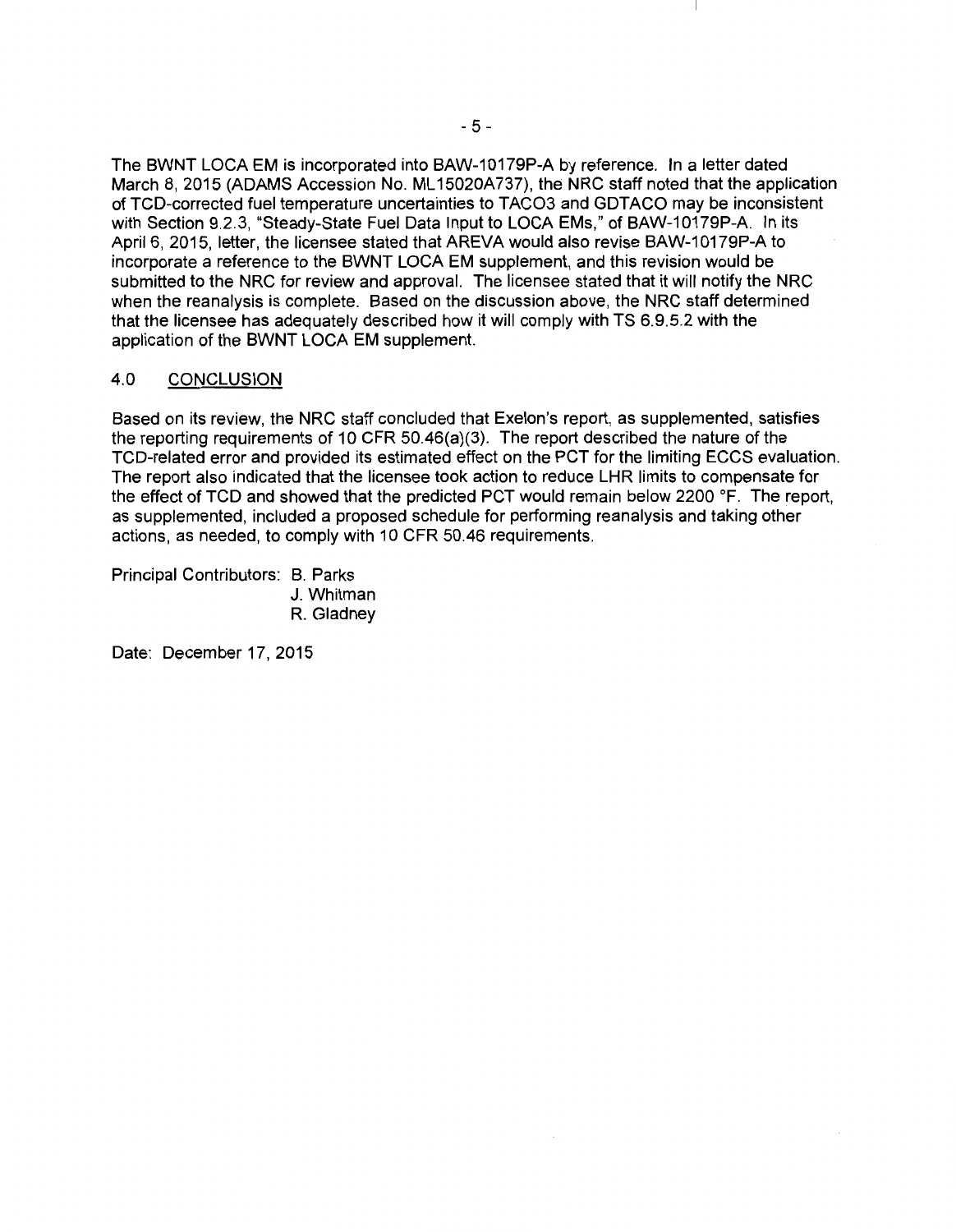The BWNT LOCA EM is incorporated into BAW-10179P-A by reference. In a letter dated March 8, 2015 (ADAMS Accession No. ML15020A737), the NRC staff noted that the application of TCD-corrected fuel temperature uncertainties to TACO3 and GDTACO may be inconsistent with Section 9.2.3, "Steady-State Fuel Data Input to LOCA EMs," of BAW-10179P-A. In its April 6, 2015, letter, the licensee stated that AREVA would also revise BAW-10179P-A to incorporate a reference to the BWNT LOCA EM supplement, and this revision would be submitted to the NRC for review and approval. The licensee stated that it will notify the NRC when the reanalysis is complete. Based on the discussion above, the NRC staff determined that the licensee has adequately described how it will comply with TS 6.9.5.2 with the application of the BWNT LOCA EM supplement.

## 4.0 CONCLUSION

Based on its review, the NRC staff concluded that Exelon's report, as supplemented, satisfies the reporting requirements of 10 CFR 50.46(a)(3). The report described the nature of the TCD-related error and provided its estimated effect on the PCT for the limiting ECCS evaluation. The report also indicated that the licensee took action to reduce LHR limits to compensate for the effect of TCD and showed that the predicted PCT would remain below 2200 °F. The report, as supplemented, included a proposed schedule for performing reanalysis and taking other actions, as needed, to comply with 10 CFR 50.46 requirements.

Principal Contributors: B. Parks
J. Whitman
R. Gladney

Date: December 17, 2015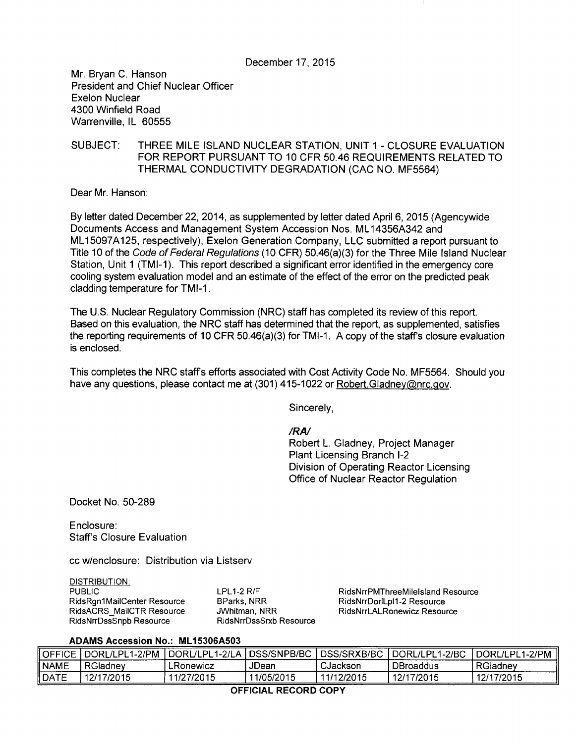December 17, 2015

Mr. Bryan C. Hanson
President and Chief Nuclear Officer
Exelon Nuclear
4300 Winfield Road
Warrenville, IL 60555

SUBJECT: THREE MILE ISLAND NUCLEAR STATION, UNIT 1 - CLOSURE EVALUATION FOR REPORT PURSUANT TO 10 CFR 50.46 REQUIREMENTS RELATED TO THERMAL CONDUCTIVITY DEGRADATION (CAC NO. MF5564)

Dear Mr. Hanson:

By letter dated December 22, 2014, as supplemented by letter dated April 6, 2015 (Agencywide Documents Access and Management System Accession Nos. ML14356A342 and ML15097A125, respectively), Exelon Generation Company, LLC submitted a report pursuant to Title 10 of the *Code of Federal Regulations* (10 CFR) 50.46(a)(3) for the Three Mile Island Nuclear Station, Unit 1 (TMI-1). This report described a significant error identified in the emergency core cooling system evaluation model and an estimate of the effect of the error on the predicted peak cladding temperature for TMI-1.

The U.S. Nuclear Regulatory Commission (NRC) staff has completed its review of this report. Based on this evaluation, the NRC staff has determined that the report, as supplemented, satisfies the reporting requirements of 10 CFR 50.46(a)(3) for TMI-1. A copy of the staff's closure evaluation is enclosed.

This completes the NRC staff's efforts associated with Cost Activity Code No. MF5564. Should you have any questions, please contact me at (301) 415-1022 or Robert.Gladney@nrc.gov.

Sincerely,

*/RA/*
Robert L. Gladney, Project Manager
Plant Licensing Branch I-2
Division of Operating Reactor Licensing
Office of Nuclear Reactor Regulation

Docket No. 50-289

Enclosure:
Staff's Closure Evaluation

cc w/enclosure: Distribution via Listserv

DISTRIBUTION:
PUBLIC
RidsRgn1MailCenter Resource
RidsACRS_MailCTR Resource
RidsNrrDssSnpb Resource
LPL1-2 R/F
BParks, NRR
JWhitman, NRR
RidsNrrDssSrxb Resource
RidsNrrPMThreeMileIsland Resource
RidsNrrDorlLpl1-2 Resource
RidsNrrLALRonewicz Resource

**ADAMS Accession No.: ML15306A503**

| OFFICE | DORL/LPL1-2/PM | DORL/LPL1-2/LA | DSS/SNPB/BC | DSS/SRXB/BC | DORL/LPL1-2/BC | DORL/LPL1-2/PM |
|---|---|---|---|---|---|---|
| NAME | RGladney | LRonewicz | JDean | CJackson | DBroaddus | RGladney |
| DATE | 12/17/2015 | 11/27/2015 | 11/05/2015 | 11/12/2015 | 12/17/2015 | 12/17/2015 |

**OFFICIAL RECORD COPY**